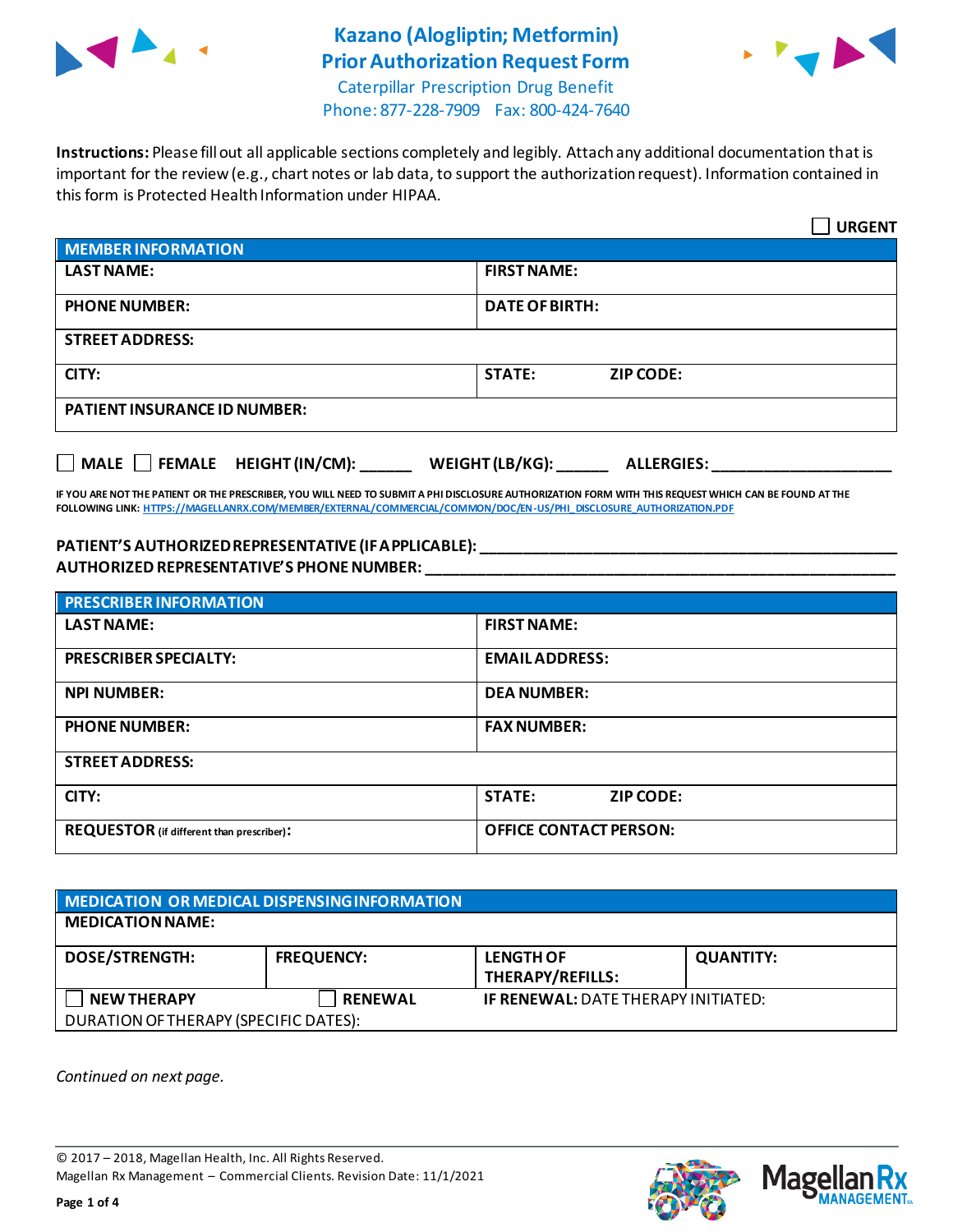# Kazano (Alogliptin; Metformin) Prior Authorization Request Form

Caterpillar Prescription Drug Benefit
Phone: 877-228-7909 Fax: 800-424-7640

**Instructions:** Please fill out all applicable sections completely and legibly. Attach any additional documentation that is important for the review (e.g., chart notes or lab data, to support the authorization request). Information contained in this form is Protected Health Information under HIPAA.

☐ **URGENT**

| MEMBER INFORMATION | | |
|---|---|---|
| **LAST NAME:** | **FIRST NAME:** | |
| **PHONE NUMBER:** | **DATE OF BIRTH:** | |
| **STREET ADDRESS:** | | |
| **CITY:** | **STATE:** | **ZIP CODE:** |
| **PATIENT INSURANCE ID NUMBER:** | | |

☐ **MALE** ☐ **FEMALE** **HEIGHT (IN/CM):** ______ **WEIGHT (LB/KG):** ______ **ALLERGIES:** ____________________

**IF YOU ARE NOT THE PATIENT OR THE PRESCRIBER, YOU WILL NEED TO SUBMIT A PHI DISCLOSURE AUTHORIZATION FORM WITH THIS REQUEST WHICH CAN BE FOUND AT THE FOLLOWING LINK:** HTTPS://MAGELLANRX.COM/MEMBER/EXTERNAL/COMMERCIAL/COMMON/DOC/EN-US/PHI_DISCLOSURE_AUTHORIZATION.PDF

**PATIENT'S AUTHORIZED REPRESENTATIVE (IF APPLICABLE):** ____________________________________________

**AUTHORIZED REPRESENTATIVE'S PHONE NUMBER:** ____________________________________________

| PRESCRIBER INFORMATION | | |
|---|---|---|
| **LAST NAME:** | **FIRST NAME:** | |
| **PRESCRIBER SPECIALTY:** | **EMAIL ADDRESS:** | |
| **NPI NUMBER:** | **DEA NUMBER:** | |
| **PHONE NUMBER:** | **FAX NUMBER:** | |
| **STREET ADDRESS:** | | |
| **CITY:** | **STATE:** | **ZIP CODE:** |
| **REQUESTOR** (if different than prescriber)**:** | **OFFICE CONTACT PERSON:** | |

| MEDICATION OR MEDICAL DISPENSING INFORMATION | | | |
|---|---|---|---|
| **MEDICATION NAME:** | | | |
| **DOSE/STRENGTH:** | **FREQUENCY:** | **LENGTH OF THERAPY/REFILLS:** | **QUANTITY:** |
| ☐ **NEW THERAPY** | ☐ **RENEWAL** | **IF RENEWAL:** DATE THERAPY INITIATED: | |
| DURATION OF THERAPY (SPECIFIC DATES): | | | |

*Continued on next page.*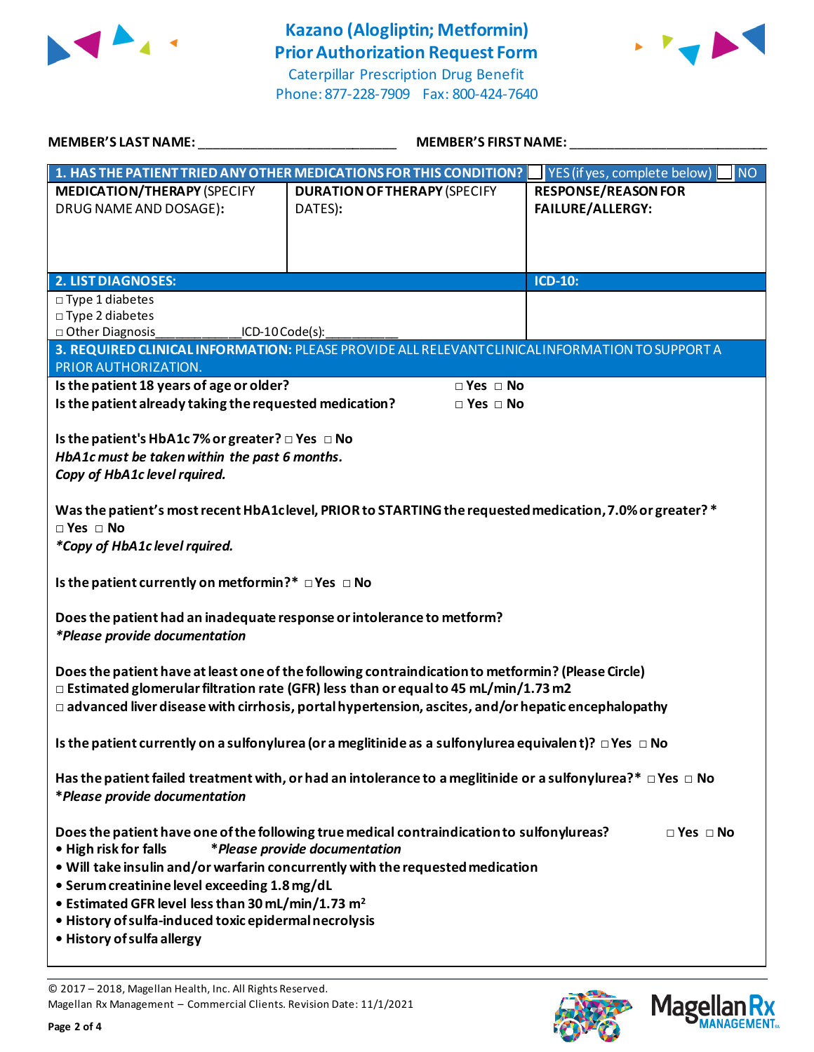# Kazano (Alogliptin; Metformin) Prior Authorization Request Form

Caterpillar Prescription Drug Benefit
Phone: 877-228-7909 Fax: 800-424-7640

**MEMBER'S LAST NAME:** ___________________________ **MEMBER'S FIRST NAME:** ___________________________

| **1. HAS THE PATIENT TRIED ANY OTHER MEDICATIONS FOR THIS CONDITION?** | ☐ YES (if yes, complete below) | ☐ NO |
|---|---|---|
| **MEDICATION/THERAPY** (SPECIFY DRUG NAME AND DOSAGE): | **DURATION OF THERAPY** (SPECIFY DATES): | **RESPONSE/REASON FOR FAILURE/ALLERGY:** |
| | | |

| **2. LIST DIAGNOSES:** | **ICD-10:** |
|---|---|
| □ Type 1 diabetes<br>□ Type 2 diabetes<br>□ Other Diagnosis____________ICD-10 Code(s):__________ | |

**3. REQUIRED CLINICAL INFORMATION:** PLEASE PROVIDE ALL RELEVANT CLINICAL INFORMATION TO SUPPORT A PRIOR AUTHORIZATION.

**Is the patient 18 years of age or older?** □ Yes □ No

**Is the patient already taking the requested medication?** □ Yes □ No

**Is the patient's HbA1c 7% or greater?** □ Yes □ No
***HbA1c must be taken within the past 6 months.***
***Copy of HbA1c level rquired.***

**Was the patient's most recent HbA1c level, PRIOR to STARTING the requested medication, 7.0% or greater? \***
□ Yes □ No
***\*Copy of HbA1c level rquired.***

**Is the patient currently on metformin?\*** □ Yes □ No

**Does the patient had an inadequate response or intolerance to metform?**
***\*Please provide documentation***

**Does the patient have at least one of the following contraindication to metformin? (Please Circle)**
□ **Estimated glomerular filtration rate (GFR) less than or equal to 45 mL/min/1.73 m2**
□ **advanced liver disease with cirrhosis, portal hypertension, ascites, and/or hepatic encephalopathy**

**Is the patient currently on a sulfonylurea (or a meglitinide as a sulfonylurea equivalent)?** □ Yes □ No

**Has the patient failed treatment with, or had an intolerance to a meglitinide or a sulfonylurea?\*** □ Yes □ No
***\*Please provide documentation***

**Does the patient have one of the following true medical contraindication to sulfonylureas?** □ Yes □ No
- **High risk for falls** ***\*Please provide documentation***
- **Will take insulin and/or warfarin concurrently with the requested medication**
- **Serum creatinine level exceeding 1.8 mg/dL**
- **Estimated GFR level less than 30 mL/min/1.73 m$^2$**
- **History of sulfa-induced toxic epidermal necrolysis**
- **History of sulfa allergy**

© 2017 – 2018, Magellan Health, Inc. All Rights Reserved.
Magellan Rx Management – Commercial Clients. Revision Date: 11/1/2021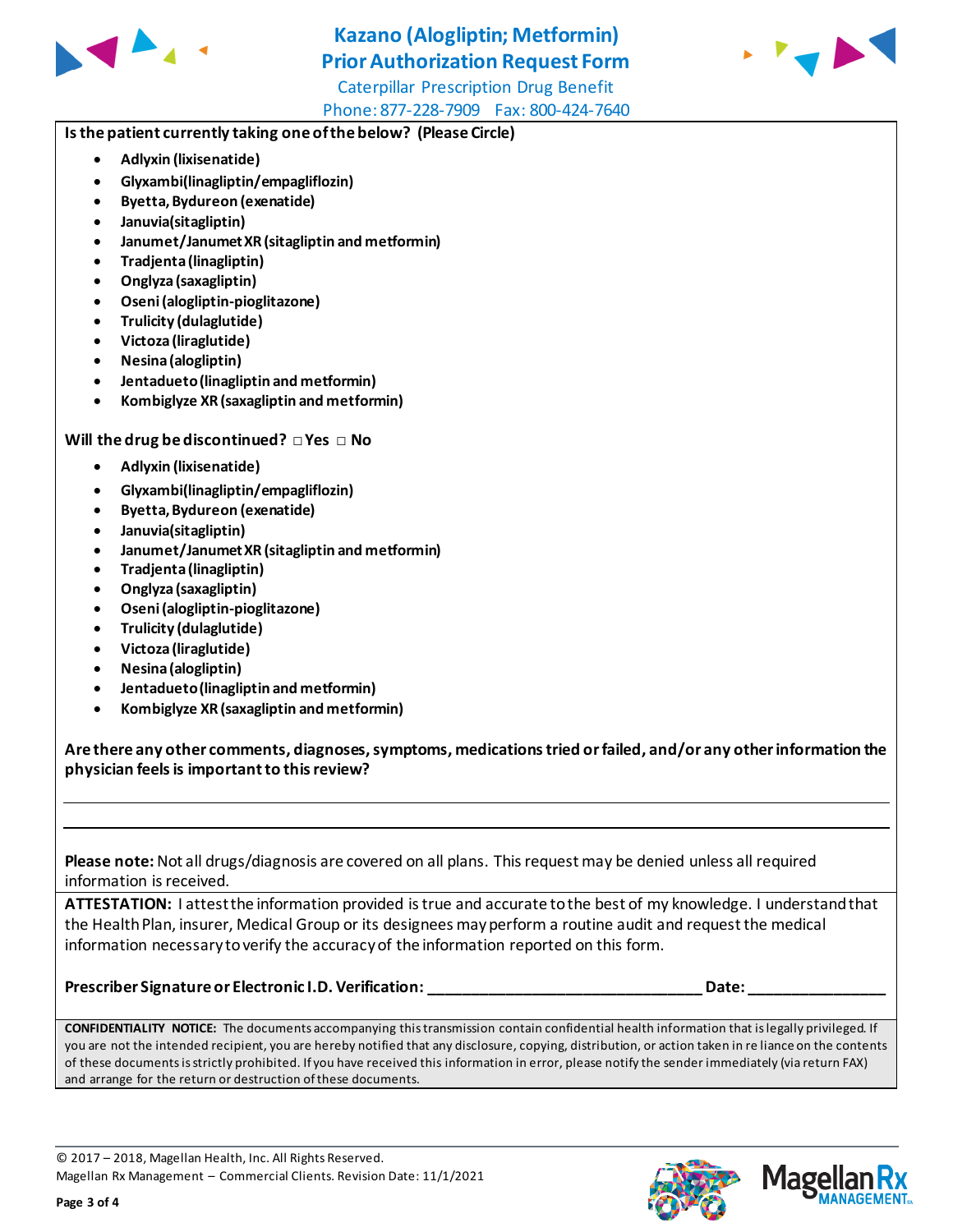# Kazano (Alogliptin; Metformin) Prior Authorization Request Form

Caterpillar Prescription Drug Benefit

Phone: 877-228-7909 Fax: 800-424-7640

**Is the patient currently taking one of the below? (Please Circle)**

- **Adlyxin (lixisenatide)**
- **Glyxambi(linagliptin/empagliflozin)**
- **Byetta, Bydureon (exenatide)**
- **Januvia(sitagliptin)**
- **Janumet/Janumet XR (sitagliptin and metformin)**
- **Tradjenta (linagliptin)**
- **Onglyza (saxagliptin)**
- **Oseni (alogliptin-pioglitazone)**
- **Trulicity (dulaglutide)**
- **Victoza (liraglutide)**
- **Nesina (alogliptin)**
- **Jentadueto (linagliptin and metformin)**
- **Kombiglyze XR (saxagliptin and metformin)**

**Will the drug be discontinued?** □ **Yes** □ **No**

- **Adlyxin (lixisenatide)**
- **Glyxambi(linagliptin/empagliflozin)**
- **Byetta, Bydureon (exenatide)**
- **Januvia(sitagliptin)**
- **Janumet/Janumet XR (sitagliptin and metformin)**
- **Tradjenta (linagliptin)**
- **Onglyza (saxagliptin)**
- **Oseni (alogliptin-pioglitazone)**
- **Trulicity (dulaglutide)**
- **Victoza (liraglutide)**
- **Nesina (alogliptin)**
- **Jentadueto (linagliptin and metformin)**
- **Kombiglyze XR (saxagliptin and metformin)**

**Are there any other comments, diagnoses, symptoms, medications tried or failed, and/or any other information the physician feels is important to this review?**

_______________________________________________________________________________

_______________________________________________________________________________

**Please note:** Not all drugs/diagnosis are covered on all plans. This request may be denied unless all required information is received.

**ATTESTATION:** I attest the information provided is true and accurate to the best of my knowledge. I understand that the Health Plan, insurer, Medical Group or its designees may perform a routine audit and request the medical information necessary to verify the accuracy of the information reported on this form.

**Prescriber Signature or Electronic I.D. Verification:** ________________________________ **Date:** ________________

**CONFIDENTIALITY NOTICE:** The documents accompanying this transmission contain confidential health information that is legally privileged. If you are not the intended recipient, you are hereby notified that any disclosure, copying, distribution, or action taken in reliance on the contents of these documents is strictly prohibited. If you have received this information in error, please notify the sender immediately (via return FAX) and arrange for the return or destruction of these documents.

© 2017 – 2018, Magellan Health, Inc. All Rights Reserved.
Magellan Rx Management – Commercial Clients. Revision Date: 11/1/2021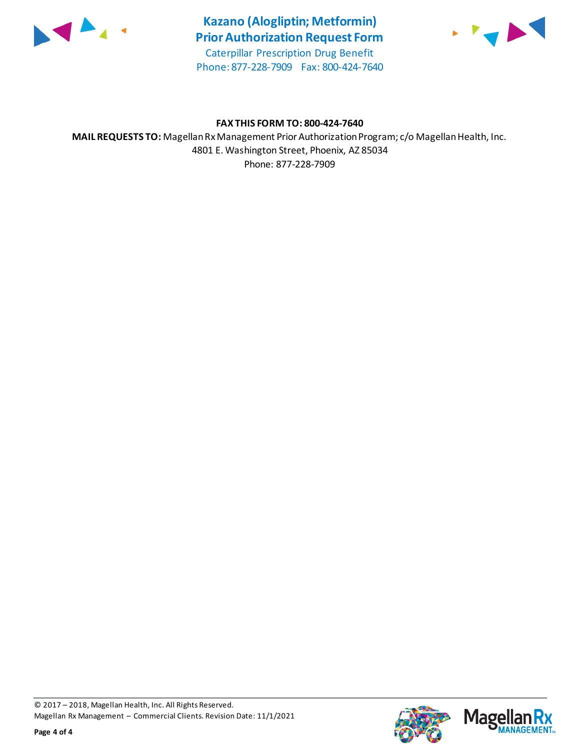**FAX THIS FORM TO: 800-424-7640**

**MAIL REQUESTS TO:** Magellan Rx Management Prior Authorization Program; c/o Magellan Health, Inc.
4801 E. Washington Street, Phoenix, AZ 85034
Phone: 877-228-7909

© 2017 – 2018, Magellan Health, Inc. All Rights Reserved.
Magellan Rx Management – Commercial Clients. Revision Date: 11/1/2021